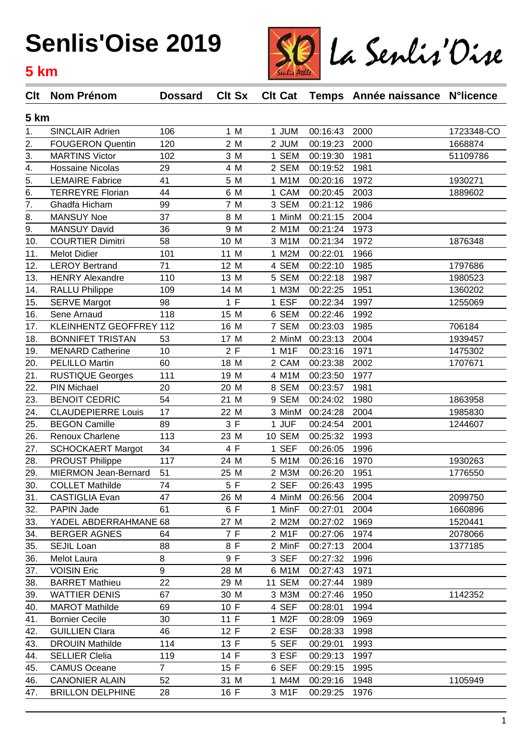# Senlis'Oise 2019

## 5 km

La Senlis'Oise

| Clt | Nom Prénom | Dossard | Clt Sx | Clt Cat | Temps | Année naissance | N°licence |
|---|---|---|---|---|---|---|---|
| **5 km** | | | | | | | |
| 1. | SINCLAIR Adrien | 106 | 1 M | 1 JUM | 00:16:43 | 2000 | 1723348-CO |
| 2. | FOUGERON Quentin | 120 | 2 M | 2 JUM | 00:19:23 | 2000 | 1668874 |
| 3. | MARTINS Victor | 102 | 3 M | 1 SEM | 00:19:30 | 1981 | 51109786 |
| 4. | Hossaine Nicolas | 29 | 4 M | 2 SEM | 00:19:52 | 1981 | |
| 5. | LEMAIRE Fabrice | 41 | 5 M | 1 M1M | 00:20:16 | 1972 | 1930271 |
| 6. | TERREYRE Florian | 44 | 6 M | 1 CAM | 00:20:45 | 2003 | 1889602 |
| 7. | Ghadfa Hicham | 99 | 7 M | 3 SEM | 00:21:12 | 1986 | |
| 8. | MANSUY Noe | 37 | 8 M | 1 MinM | 00:21:15 | 2004 | |
| 9. | MANSUY David | 36 | 9 M | 2 M1M | 00:21:24 | 1973 | |
| 10. | COURTIER Dimitri | 58 | 10 M | 3 M1M | 00:21:34 | 1972 | 1876348 |
| 11. | Melot Didier | 101 | 11 M | 1 M2M | 00:22:01 | 1966 | |
| 12. | LEROY Bertrand | 71 | 12 M | 4 SEM | 00:22:10 | 1985 | 1797686 |
| 13. | HENRY Alexandre | 110 | 13 M | 5 SEM | 00:22:18 | 1987 | 1980523 |
| 14. | RALLU Philippe | 109 | 14 M | 1 M3M | 00:22:25 | 1951 | 1360202 |
| 15. | SERVE Margot | 98 | 1 F | 1 ESF | 00:22:34 | 1997 | 1255069 |
| 16. | Sene Arnaud | 118 | 15 M | 6 SEM | 00:22:46 | 1992 | |
| 17. | KLEINHENTZ GEOFFREY | 112 | 16 M | 7 SEM | 00:23:03 | 1985 | 706184 |
| 18. | BONNIFET TRISTAN | 53 | 17 M | 2 MinM | 00:23:13 | 2004 | 1939457 |
| 19. | MENARD Catherine | 10 | 2 F | 1 M1F | 00:23:16 | 1971 | 1475302 |
| 20. | PELILLO Martin | 60 | 18 M | 2 CAM | 00:23:38 | 2002 | 1707671 |
| 21. | RUSTIQUE Georges | 111 | 19 M | 4 M1M | 00:23:50 | 1977 | |
| 22. | PIN Michael | 20 | 20 M | 8 SEM | 00:23:57 | 1981 | |
| 23. | BENOIT CEDRIC | 54 | 21 M | 9 SEM | 00:24:02 | 1980 | 1863958 |
| 24. | CLAUDEPIERRE Louis | 17 | 22 M | 3 MinM | 00:24:28 | 2004 | 1985830 |
| 25. | BEGON Camille | 89 | 3 F | 1 JUF | 00:24:54 | 2001 | 1244607 |
| 26. | Renoux Charlene | 113 | 23 M | 10 SEM | 00:25:32 | 1993 | |
| 27. | SCHOCKAERT Margot | 34 | 4 F | 1 SEF | 00:26:05 | 1996 | |
| 28. | PROUST Philippe | 117 | 24 M | 5 M1M | 00:26:16 | 1970 | 1930263 |
| 29. | MIERMON Jean-Bernard | 51 | 25 M | 2 M3M | 00:26:20 | 1951 | 1776550 |
| 30. | COLLET Mathilde | 74 | 5 F | 2 SEF | 00:26:43 | 1995 | |
| 31. | CASTIGLIA Evan | 47 | 26 M | 4 MinM | 00:26:56 | 2004 | 2099750 |
| 32. | PAPIN Jade | 61 | 6 F | 1 MinF | 00:27:01 | 2004 | 1660896 |
| 33. | YADEL ABDERRAHMANE | 68 | 27 M | 2 M2M | 00:27:02 | 1969 | 1520441 |
| 34. | BERGER AGNES | 64 | 7 F | 2 M1F | 00:27:06 | 1974 | 2078066 |
| 35. | SEJIL Loan | 88 | 8 F | 2 MinF | 00:27:13 | 2004 | 1377185 |
| 36. | Melot Laura | 8 | 9 F | 3 SEF | 00:27:32 | 1996 | |
| 37. | VOISIN Eric | 9 | 28 M | 6 M1M | 00:27:43 | 1971 | |
| 38. | BARRET Mathieu | 22 | 29 M | 11 SEM | 00:27:44 | 1989 | |
| 39. | WATTIER DENIS | 67 | 30 M | 3 M3M | 00:27:46 | 1950 | 1142352 |
| 40. | MAROT Mathilde | 69 | 10 F | 4 SEF | 00:28:01 | 1994 | |
| 41. | Bornier Cecile | 30 | 11 F | 1 M2F | 00:28:09 | 1969 | |
| 42. | GUILLIEN Clara | 46 | 12 F | 2 ESF | 00:28:33 | 1998 | |
| 43. | DROUIN Mathilde | 114 | 13 F | 5 SEF | 00:29:01 | 1993 | |
| 44. | SELLIER Clelia | 119 | 14 F | 3 ESF | 00:29:13 | 1997 | |
| 45. | CAMUS Oceane | 7 | 15 F | 6 SEF | 00:29:15 | 1995 | |
| 46. | CANONIER ALAIN | 52 | 31 M | 1 M4M | 00:29:16 | 1948 | 1105949 |
| 47. | BRILLON DELPHINE | 28 | 16 F | 3 M1F | 00:29:25 | 1976 | |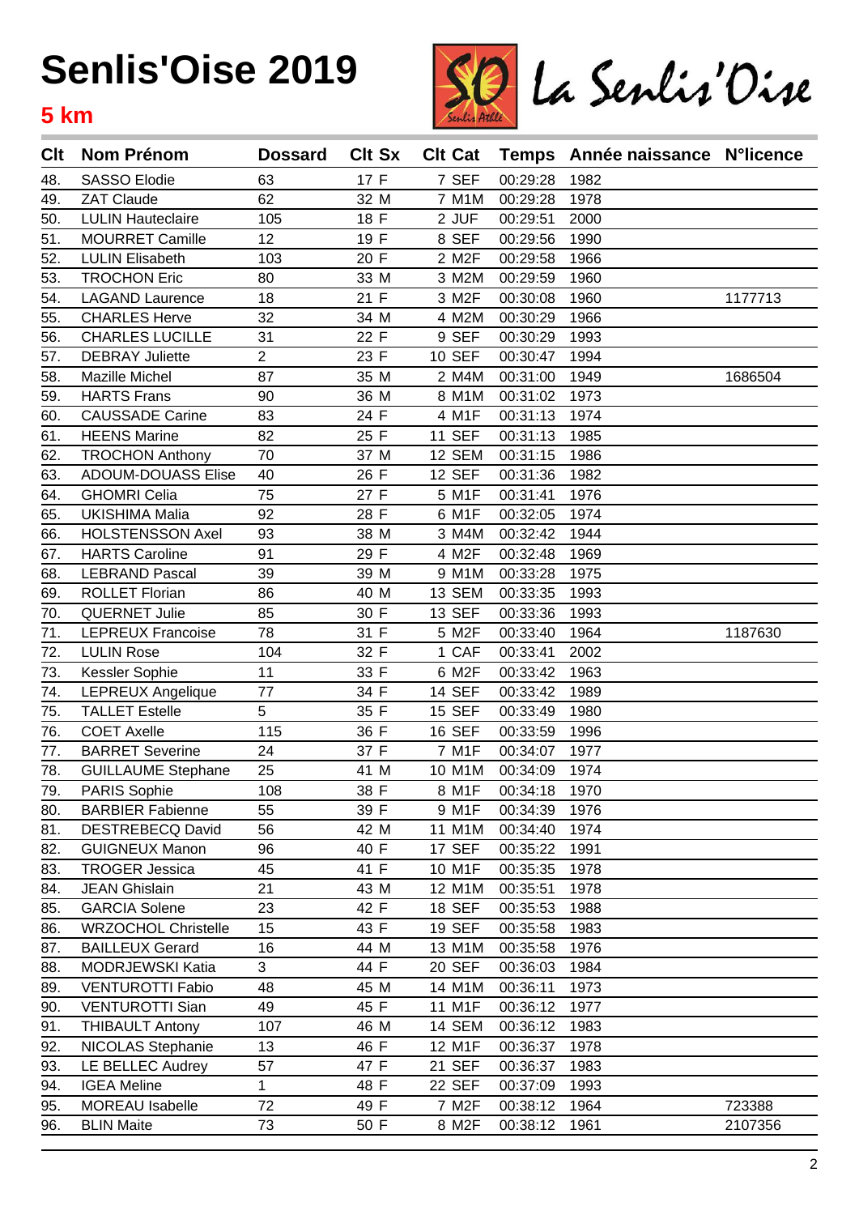# Senlis'Oise 2019

## 5 km

| Clt | Nom Prénom | Dossard | Clt Sx | Clt Cat | Temps | Année naissance | N°licence |
|---|---|---|---|---|---|---|---|
| 48. | SASSO Elodie | 63 | 17 F | 7 SEF | 00:29:28 | 1982 | |
| 49. | ZAT Claude | 62 | 32 M | 7 M1M | 00:29:28 | 1978 | |
| 50. | LULIN Hauteclaire | 105 | 18 F | 2 JUF | 00:29:51 | 2000 | |
| 51. | MOURRET Camille | 12 | 19 F | 8 SEF | 00:29:56 | 1990 | |
| 52. | LULIN Elisabeth | 103 | 20 F | 2 M2F | 00:29:58 | 1966 | |
| 53. | TROCHON Eric | 80 | 33 M | 3 M2M | 00:29:59 | 1960 | |
| 54. | LAGAND Laurence | 18 | 21 F | 3 M2F | 00:30:08 | 1960 | 1177713 |
| 55. | CHARLES Herve | 32 | 34 M | 4 M2M | 00:30:29 | 1966 | |
| 56. | CHARLES LUCILLE | 31 | 22 F | 9 SEF | 00:30:29 | 1993 | |
| 57. | DEBRAY Juliette | 2 | 23 F | 10 SEF | 00:30:47 | 1994 | |
| 58. | Mazille Michel | 87 | 35 M | 2 M4M | 00:31:00 | 1949 | 1686504 |
| 59. | HARTS Frans | 90 | 36 M | 8 M1M | 00:31:02 | 1973 | |
| 60. | CAUSSADE Carine | 83 | 24 F | 4 M1F | 00:31:13 | 1974 | |
| 61. | HEENS Marine | 82 | 25 F | 11 SEF | 00:31:13 | 1985 | |
| 62. | TROCHON Anthony | 70 | 37 M | 12 SEM | 00:31:15 | 1986 | |
| 63. | ADOUM-DOUASS Elise | 40 | 26 F | 12 SEF | 00:31:36 | 1982 | |
| 64. | GHOMRI Celia | 75 | 27 F | 5 M1F | 00:31:41 | 1976 | |
| 65. | UKISHIMA Malia | 92 | 28 F | 6 M1F | 00:32:05 | 1974 | |
| 66. | HOLSTENSSON Axel | 93 | 38 M | 3 M4M | 00:32:42 | 1944 | |
| 67. | HARTS Caroline | 91 | 29 F | 4 M2F | 00:32:48 | 1969 | |
| 68. | LEBRAND Pascal | 39 | 39 M | 9 M1M | 00:33:28 | 1975 | |
| 69. | ROLLET Florian | 86 | 40 M | 13 SEM | 00:33:35 | 1993 | |
| 70. | QUERNET Julie | 85 | 30 F | 13 SEF | 00:33:36 | 1993 | |
| 71. | LEPREUX Francoise | 78 | 31 F | 5 M2F | 00:33:40 | 1964 | 1187630 |
| 72. | LULIN Rose | 104 | 32 F | 1 CAF | 00:33:41 | 2002 | |
| 73. | Kessler Sophie | 11 | 33 F | 6 M2F | 00:33:42 | 1963 | |
| 74. | LEPREUX Angelique | 77 | 34 F | 14 SEF | 00:33:42 | 1989 | |
| 75. | TALLET Estelle | 5 | 35 F | 15 SEF | 00:33:49 | 1980 | |
| 76. | COET Axelle | 115 | 36 F | 16 SEF | 00:33:59 | 1996 | |
| 77. | BARRET Severine | 24 | 37 F | 7 M1F | 00:34:07 | 1977 | |
| 78. | GUILLAUME Stephane | 25 | 41 M | 10 M1M | 00:34:09 | 1974 | |
| 79. | PARIS Sophie | 108 | 38 F | 8 M1F | 00:34:18 | 1970 | |
| 80. | BARBIER Fabienne | 55 | 39 F | 9 M1F | 00:34:39 | 1976 | |
| 81. | DESTREBECQ David | 56 | 42 M | 11 M1M | 00:34:40 | 1974 | |
| 82. | GUIGNEUX Manon | 96 | 40 F | 17 SEF | 00:35:22 | 1991 | |
| 83. | TROGER Jessica | 45 | 41 F | 10 M1F | 00:35:35 | 1978 | |
| 84. | JEAN Ghislain | 21 | 43 M | 12 M1M | 00:35:51 | 1978 | |
| 85. | GARCIA Solene | 23 | 42 F | 18 SEF | 00:35:53 | 1988 | |
| 86. | WRZOCHOL Christelle | 15 | 43 F | 19 SEF | 00:35:58 | 1983 | |
| 87. | BAILLEUX Gerard | 16 | 44 M | 13 M1M | 00:35:58 | 1976 | |
| 88. | MODRJEWSKI Katia | 3 | 44 F | 20 SEF | 00:36:03 | 1984 | |
| 89. | VENTUROTTI Fabio | 48 | 45 M | 14 M1M | 00:36:11 | 1973 | |
| 90. | VENTUROTTI Sian | 49 | 45 F | 11 M1F | 00:36:12 | 1977 | |
| 91. | THIBAULT Antony | 107 | 46 M | 14 SEM | 00:36:12 | 1983 | |
| 92. | NICOLAS Stephanie | 13 | 46 F | 12 M1F | 00:36:37 | 1978 | |
| 93. | LE BELLEC Audrey | 57 | 47 F | 21 SEF | 00:36:37 | 1983 | |
| 94. | IGEA Meline | 1 | 48 F | 22 SEF | 00:37:09 | 1993 | |
| 95. | MOREAU Isabelle | 72 | 49 F | 7 M2F | 00:38:12 | 1964 | 723388 |
| 96. | BLIN Maite | 73 | 50 F | 8 M2F | 00:38:12 | 1961 | 2107356 |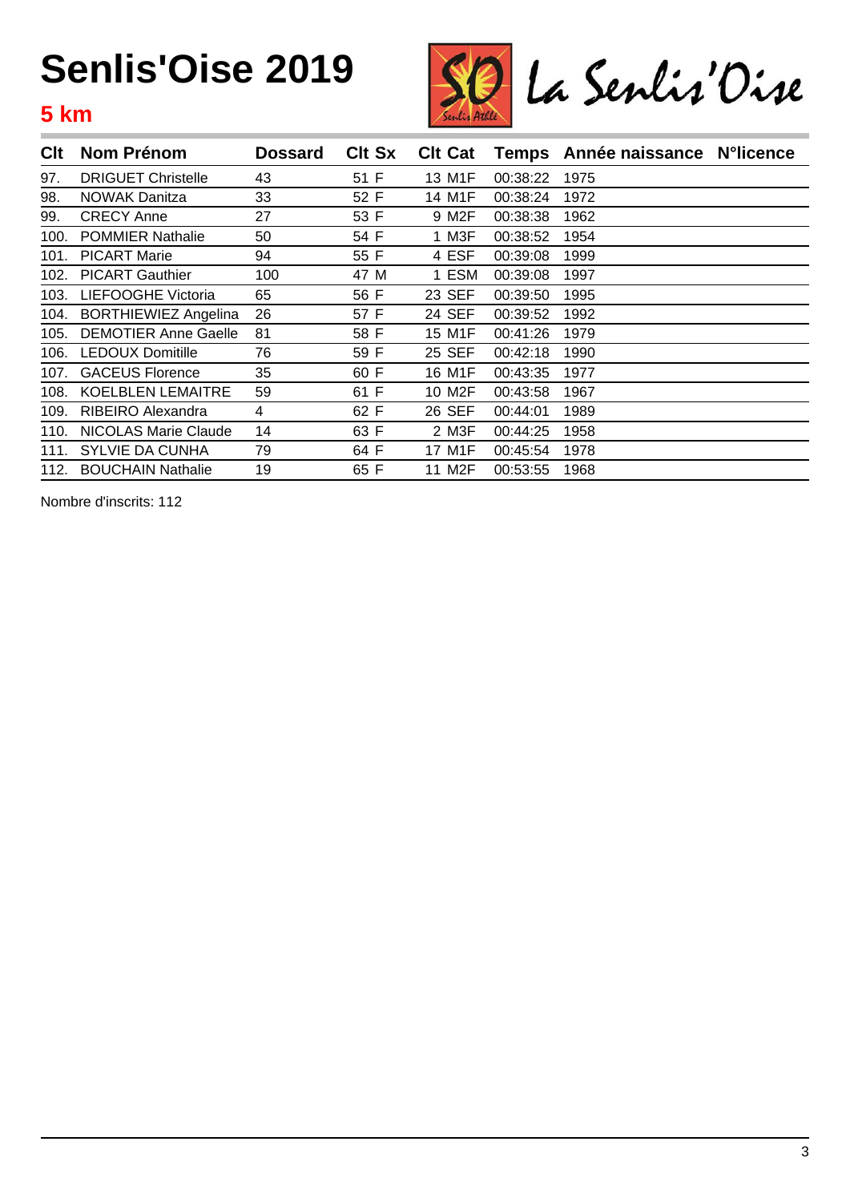# Senlis'Oise 2019

## 5 km

La Senlis'Oise

| Clt | Nom Prénom | Dossard | Clt Sx | Clt Cat | Temps | Année naissance | N°licence |
|---|---|---|---|---|---|---|---|
| 97. | DRIGUET Christelle | 43 | 51 F | 13 M1F | 00:38:22 | 1975 | |
| 98. | NOWAK Danitza | 33 | 52 F | 14 M1F | 00:38:24 | 1972 | |
| 99. | CRECY Anne | 27 | 53 F | 9 M2F | 00:38:38 | 1962 | |
| 100. | POMMIER Nathalie | 50 | 54 F | 1 M3F | 00:38:52 | 1954 | |
| 101. | PICART Marie | 94 | 55 F | 4 ESF | 00:39:08 | 1999 | |
| 102. | PICART Gauthier | 100 | 47 M | 1 ESM | 00:39:08 | 1997 | |
| 103. | LIEFOOGHE Victoria | 65 | 56 F | 23 SEF | 00:39:50 | 1995 | |
| 104. | BORTHIEWIEZ Angelina | 26 | 57 F | 24 SEF | 00:39:52 | 1992 | |
| 105. | DEMOTIER Anne Gaelle | 81 | 58 F | 15 M1F | 00:41:26 | 1979 | |
| 106. | LEDOUX Domitille | 76 | 59 F | 25 SEF | 00:42:18 | 1990 | |
| 107. | GACEUS Florence | 35 | 60 F | 16 M1F | 00:43:35 | 1977 | |
| 108. | KOELBLEN LEMAITRE | 59 | 61 F | 10 M2F | 00:43:58 | 1967 | |
| 109. | RIBEIRO Alexandra | 4 | 62 F | 26 SEF | 00:44:01 | 1989 | |
| 110. | NICOLAS Marie Claude | 14 | 63 F | 2 M3F | 00:44:25 | 1958 | |
| 111. | SYLVIE DA CUNHA | 79 | 64 F | 17 M1F | 00:45:54 | 1978 | |
| 112. | BOUCHAIN Nathalie | 19 | 65 F | 11 M2F | 00:53:55 | 1968 | |

Nombre d'inscrits: 112